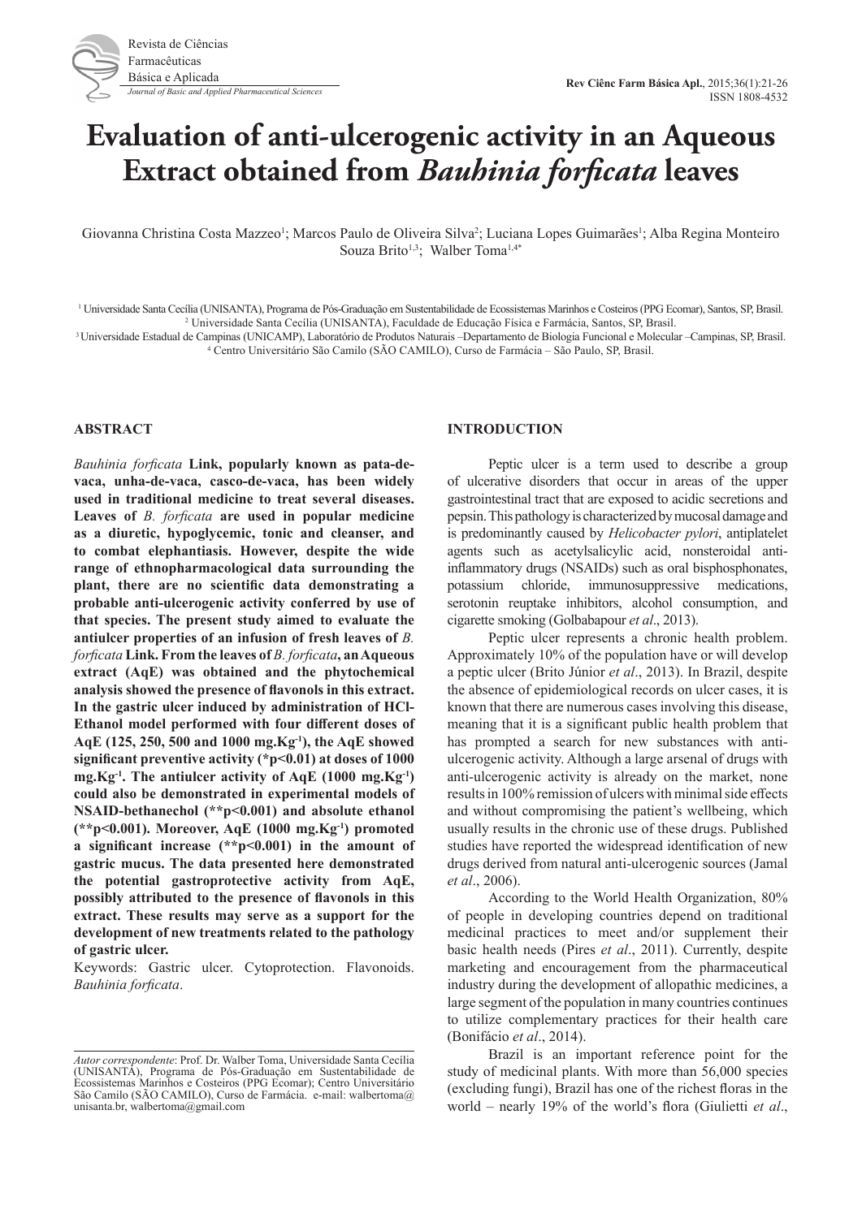# Evaluation of anti-ulcerogenic activity in an Aqueous Extract obtained from *Bauhinia forficata* leaves

Giovanna Christina Costa Mazzeo[1]; Marcos Paulo de Oliveira Silva[2]; Luciana Lopes Guimarães[1]; Alba Regina Monteiro Souza Brito[1,3]; Walber Toma[1,4*]

[1] Universidade Santa Cecília (UNISANTA), Programa de Pós-Graduação em Sustentabilidade de Ecossistemas Marinhos e Costeiros (PPG Ecomar), Santos, SP, Brasil.
[2] Universidade Santa Cecília (UNISANTA), Faculdade de Educação Física e Farmácia, Santos, SP, Brasil.
[3] Universidade Estadual de Campinas (UNICAMP), Laboratório de Produtos Naturais –Departamento de Biologia Funcional e Molecular –Campinas, SP, Brasil.
[4] Centro Universitário São Camilo (SÃO CAMILO), Curso de Farmácia – São Paulo, SP, Brasil.

## ABSTRACT

***Bauhinia forficata*** **Link, popularly known as pata-de-vaca, unha-de-vaca, casco-de-vaca, has been widely used in traditional medicine to treat several diseases. Leaves of** ***B. forficata*** **are used in popular medicine as a diuretic, hypoglycemic, tonic and cleanser, and to combat elephantiasis. However, despite the wide range of ethnopharmacological data surrounding the plant, there are no scientific data demonstrating a probable anti-ulcerogenic activity conferred by use of that species. The present study aimed to evaluate the antiulcer properties of an infusion of fresh leaves of** ***B. forficata*** **Link. From the leaves of** ***B. forficata*****, an Aqueous extract (AqE) was obtained and the phytochemical analysis showed the presence of flavonols in this extract. In the gastric ulcer induced by administration of HCl-Ethanol model performed with four different doses of AqE (125, 250, 500 and 1000 mg.Kg$^{-1}$), the AqE showed significant preventive activity (\*p<0.01) at doses of 1000 mg.Kg$^{-1}$. The antiulcer activity of AqE (1000 mg.Kg$^{-1}$) could also be demonstrated in experimental models of NSAID-bethanechol (\*\*p<0.001) and absolute ethanol (\*\*p<0.001). Moreover, AqE (1000 mg.Kg$^{-1}$) promoted a significant increase (\*\*p<0.001) in the amount of gastric mucus. The data presented here demonstrated the potential gastroprotective activity from AqE, possibly attributed to the presence of flavonols in this extract. These results may serve as a support for the development of new treatments related to the pathology of gastric ulcer.**

Keywords: Gastric ulcer. Cytoprotection. Flavonoids. *Bauhinia forficata*.

*Autor correspondente*: Prof. Dr. Walber Toma, Universidade Santa Cecília (UNISANTA), Programa de Pós-Graduação em Sustentabilidade de Ecossistemas Marinhos e Costeiros (PPG Ecomar); Centro Universitário São Camilo (SÃO CAMILO), Curso de Farmácia. e-mail: walbertoma@unisanta.br, walbertoma@gmail.com

## INTRODUCTION

Peptic ulcer is a term used to describe a group of ulcerative disorders that occur in areas of the upper gastrointestinal tract that are exposed to acidic secretions and pepsin. This pathology is characterized by mucosal damage and is predominantly caused by *Helicobacter pylori*, antiplatelet agents such as acetylsalicylic acid, nonsteroidal anti-inflammatory drugs (NSAIDs) such as oral bisphosphonates, potassium chloride, immunosuppressive medications, serotonin reuptake inhibitors, alcohol consumption, and cigarette smoking (Golbabapour *et al*., 2013).

Peptic ulcer represents a chronic health problem. Approximately 10% of the population have or will develop a peptic ulcer (Brito Júnior *et al*., 2013). In Brazil, despite the absence of epidemiological records on ulcer cases, it is known that there are numerous cases involving this disease, meaning that it is a significant public health problem that has prompted a search for new substances with anti-ulcerogenic activity. Although a large arsenal of drugs with anti-ulcerogenic activity is already on the market, none results in 100% remission of ulcers with minimal side effects and without compromising the patient's wellbeing, which usually results in the chronic use of these drugs. Published studies have reported the widespread identification of new drugs derived from natural anti-ulcerogenic sources (Jamal *et al*., 2006).

According to the World Health Organization, 80% of people in developing countries depend on traditional medicinal practices to meet and/or supplement their basic health needs (Pires *et al*., 2011). Currently, despite marketing and encouragement from the pharmaceutical industry during the development of allopathic medicines, a large segment of the population in many countries continues to utilize complementary practices for their health care (Bonifácio *et al*., 2014).

Brazil is an important reference point for the study of medicinal plants. With more than 56,000 species (excluding fungi), Brazil has one of the richest floras in the world – nearly 19% of the world's flora (Giulietti *et al*.,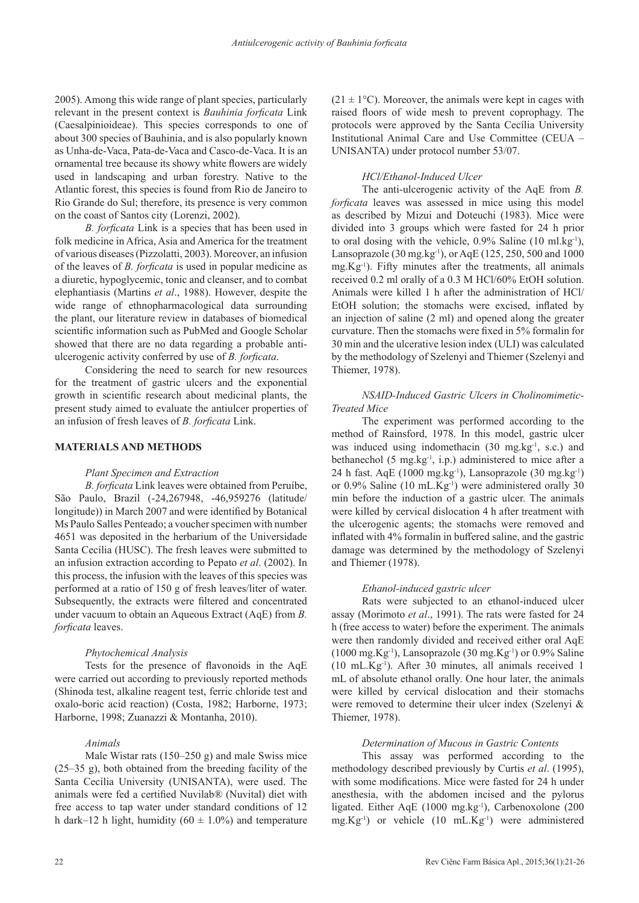2005). Among this wide range of plant species, particularly relevant in the present context is *Bauhinia forficata* Link (Caesalpinioideae). This species corresponds to one of about 300 species of Bauhinia, and is also popularly known as Unha-de-Vaca, Pata-de-Vaca and Casco-de-Vaca. It is an ornamental tree because its showy white flowers are widely used in landscaping and urban forestry. Native to the Atlantic forest, this species is found from Rio de Janeiro to Rio Grande do Sul; therefore, its presence is very common on the coast of Santos city (Lorenzi, 2002).

*B. forficata* Link is a species that has been used in folk medicine in Africa, Asia and America for the treatment of various diseases (Pizzolatti, 2003). Moreover, an infusion of the leaves of *B. forficata* is used in popular medicine as a diuretic, hypoglycemic, tonic and cleanser, and to combat elephantiasis (Martins *et al*., 1988). However, despite the wide range of ethnopharmacological data surrounding the plant, our literature review in databases of biomedical scientific information such as PubMed and Google Scholar showed that there are no data regarding a probable anti-ulcerogenic activity conferred by use of *B. forficata*.

Considering the need to search for new resources for the treatment of gastric ulcers and the exponential growth in scientific research about medicinal plants, the present study aimed to evaluate the antiulcer properties of an infusion of fresh leaves of *B. forficata* Link.

## MATERIALS AND METHODS

### *Plant Specimen and Extraction*

*B. forficata* Link leaves were obtained from Peruíbe, São Paulo, Brazil (-24,267948, -46,959276 (latitude/longitude)) in March 2007 and were identified by Botanical Ms Paulo Salles Penteado; a voucher specimen with number 4651 was deposited in the herbarium of the Universidade Santa Cecília (HUSC). The fresh leaves were submitted to an infusion extraction according to Pepato *et al*. (2002). In this process, the infusion with the leaves of this species was performed at a ratio of 150 g of fresh leaves/liter of water. Subsequently, the extracts were filtered and concentrated under vacuum to obtain an Aqueous Extract (AqE) from *B. forficata* leaves.

### *Phytochemical Analysis*

Tests for the presence of flavonoids in the AqE were carried out according to previously reported methods (Shinoda test, alkaline reagent test, ferric chloride test and oxalo-boric acid reaction) (Costa, 1982; Harborne, 1973; Harborne, 1998; Zuanazzi & Montanha, 2010).

### *Animals*

Male Wistar rats (150–250 g) and male Swiss mice (25–35 g), both obtained from the breeding facility of the Santa Cecília University (UNISANTA), were used. The animals were fed a certified Nuvilab® (Nuvital) diet with free access to tap water under standard conditions of 12 h dark–12 h light, humidity ($60 \pm 1.0\%$) and temperature ($21 \pm 1°C$). Moreover, the animals were kept in cages with raised floors of wide mesh to prevent coprophagy. The protocols were approved by the Santa Cecília University Institutional Animal Care and Use Committee (CEUA – UNISANTA) under protocol number 53/07.

### *HCl/Ethanol-Induced Ulcer*

The anti-ulcerogenic activity of the AqE from *B. forficata* leaves was assessed in mice using this model as described by Mizui and Doteuchi (1983). Mice were divided into 3 groups which were fasted for 24 h prior to oral dosing with the vehicle, 0.9% Saline (10 $ml.kg^{-1}$), Lansoprazole (30 $mg.kg^{-1}$), or AqE (125, 250, 500 and 1000 $mg.Kg^{-1}$). Fifty minutes after the treatments, all animals received 0.2 ml orally of a 0.3 M HCl/60% EtOH solution. Animals were killed 1 h after the administration of HCl/EtOH solution; the stomachs were excised, inflated by an injection of saline (2 ml) and opened along the greater curvature. Then the stomachs were fixed in 5% formalin for 30 min and the ulcerative lesion index (ULI) was calculated by the methodology of Szelenyi and Thiemer (Szelenyi and Thiemer, 1978).

### *NSAID-Induced Gastric Ulcers in Cholinomimetic-Treated Mice*

The experiment was performed according to the method of Rainsford, 1978. In this model, gastric ulcer was induced using indomethacin (30 $mg.kg^{-1}$, s.c.) and bethanechol (5 $mg.kg^{-1}$, i.p.) administered to mice after a 24 h fast. AqE (1000 $mg.kg^{-1}$), Lansoprazole (30 $mg.kg^{-1}$) or 0.9% Saline (10 $mL.Kg^{-1}$) were administered orally 30 min before the induction of a gastric ulcer. The animals were killed by cervical dislocation 4 h after treatment with the ulcerogenic agents; the stomachs were removed and inflated with 4% formalin in buffered saline, and the gastric damage was determined by the methodology of Szelenyi and Thiemer (1978).

### *Ethanol-induced gastric ulcer*

Rats were subjected to an ethanol-induced ulcer assay (Morimoto *et al*., 1991). The rats were fasted for 24 h (free access to water) before the experiment. The animals were then randomly divided and received either oral AqE (1000 $mg.Kg^{-1}$), Lansoprazole (30 $mg.Kg^{-1}$) or 0.9% Saline (10 $mL.Kg^{-1}$). After 30 minutes, all animals received 1 mL of absolute ethanol orally. One hour later, the animals were killed by cervical dislocation and their stomachs were removed to determine their ulcer index (Szelenyi & Thiemer, 1978).

### *Determination of Mucous in Gastric Contents*

This assay was performed according to the methodology described previously by Curtis *et al*. (1995), with some modifications. Mice were fasted for 24 h under anesthesia, with the abdomen incised and the pylorus ligated. Either AqE (1000 $mg.kg^{-1}$), Carbenoxolone (200 $mg.Kg^{-1}$) or vehicle (10 $mL.Kg^{-1}$) were administered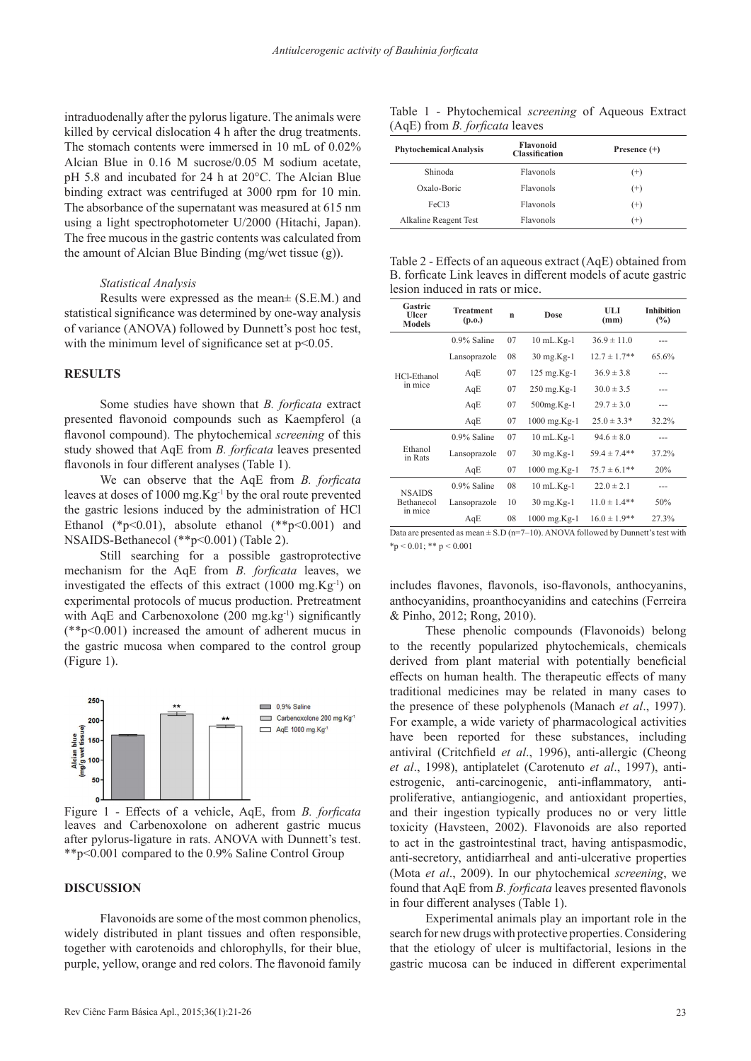intraduodenally after the pylorus ligature. The animals were killed by cervical dislocation 4 h after the drug treatments. The stomach contents were immersed in 10 mL of 0.02% Alcian Blue in 0.16 M sucrose/0.05 M sodium acetate, pH 5.8 and incubated for 24 h at 20°C. The Alcian Blue binding extract was centrifuged at 3000 rpm for 10 min. The absorbance of the supernatant was measured at 615 nm using a light spectrophotometer U/2000 (Hitachi, Japan). The free mucous in the gastric contents was calculated from the amount of Alcian Blue Binding (mg/wet tissue (g)).

### *Statistical Analysis*

Results were expressed as the mean± (S.E.M.) and statistical significance was determined by one-way analysis of variance (ANOVA) followed by Dunnett's post hoc test, with the minimum level of significance set at $p<0.05$.

## RESULTS

Some studies have shown that *B. forficata* extract presented flavonoid compounds such as Kaempferol (a flavonol compound). The phytochemical *screening* of this study showed that AqE from *B. forficata* leaves presented flavonols in four different analyses (Table 1).

We can observe that the AqE from *B. forficata* leaves at doses of 1000 mg.Kg$^{-1}$ by the oral route prevented the gastric lesions induced by the administration of HCl Ethanol (*$p<0.01$), absolute ethanol (**$p<0.001$) and NSAIDS-Bethanecol (**$p<0.001$) (Table 2).

Still searching for a possible gastroprotective mechanism for the AqE from *B. forficata* leaves, we investigated the effects of this extract (1000 mg.Kg$^{-1}$) on experimental protocols of mucus production. Pretreatment with AqE and Carbenoxolone (200 mg.kg$^{-1}$) significantly (**$p<0.001$) increased the amount of adherent mucus in the gastric mucosa when compared to the control group (Figure 1).

Figure 1 - Effects of a vehicle, AqE, from *B. forficata* leaves and Carbenoxolone on adherent gastric mucus after pylorus-ligature in rats. ANOVA with Dunnett's test. **$p<0.001$ compared to the 0.9% Saline Control Group

Table 1 - Phytochemical *screening* of Aqueous Extract (AqE) from *B. forficata* leaves

| Phytochemical Analysis | Flavonoid Classification | Presence (+) |
|---|---|---|
| Shinoda | Flavonols | (+) |
| Oxalo-Boric | Flavonols | (+) |
| FeCl3 | Flavonols | (+) |
| Alkaline Reagent Test | Flavonols | (+) |

Table 2 - Effects of an aqueous extract (AqE) obtained from B. forficate Link leaves in different models of acute gastric lesion induced in rats or mice.

| Gastric Ulcer Models | Treatment (p.o.) | n | Dose | ULI (mm) | Inhibition (%) |
|---|---|---|---|---|---|
| HCl-Ethanol in mice | 0.9% Saline | 07 | 10 mL.Kg-1 | 36.9 ± 11.0 | --- |
| | Lansoprazole | 08 | 30 mg.Kg-1 | 12.7 ± 1.7** | 65.6% |
| | AqE | 07 | 125 mg.Kg-1 | 36.9 ± 3.8 | --- |
| | AqE | 07 | 250 mg.Kg-1 | 30.0 ± 3.5 | --- |
| | AqE | 07 | 500mg.Kg-1 | 29.7 ± 3.0 | --- |
| | AqE | 07 | 1000 mg.Kg-1 | 25.0 ± 3.3* | 32.2% |
| Ethanol in Rats | 0.9% Saline | 07 | 10 mL.Kg-1 | 94.6 ± 8.0 | --- |
| | Lansoprazole | 07 | 30 mg.Kg-1 | 59.4 ± 7.4** | 37.2% |
| | AqE | 07 | 1000 mg.Kg-1 | 75.7 ± 6.1** | 20% |
| NSAIDS Bethanecol in mice | 0.9% Saline | 08 | 10 mL.Kg-1 | 22.0 ± 2.1 | --- |
| | Lansoprazole | 10 | 30 mg.Kg-1 | 11.0 ± 1.4** | 50% |
| | AqE | 08 | 1000 mg.Kg-1 | 16.0 ± 1.9** | 27.3% |

Data are presented as mean ± S.D (n=7–10). ANOVA followed by Dunnett's test with *$p < 0.01$; ** $p < 0.001$

## DISCUSSION

Flavonoids are some of the most common phenolics, widely distributed in plant tissues and often responsible, together with carotenoids and chlorophylls, for their blue, purple, yellow, orange and red colors. The flavonoid family includes flavones, flavonols, iso-flavonols, anthocyanins, anthocyanidins, proanthocyanidins and catechins (Ferreira & Pinho, 2012; Rong, 2010).

These phenolic compounds (Flavonoids) belong to the recently popularized phytochemicals, chemicals derived from plant material with potentially beneficial effects on human health. The therapeutic effects of many traditional medicines may be related in many cases to the presence of these polyphenols (Manach *et al*., 1997). For example, a wide variety of pharmacological activities have been reported for these substances, including antiviral (Critchfield *et al*., 1996), anti-allergic (Cheong *et al*., 1998), antiplatelet (Carotenuto *et al*., 1997), anti-estrogenic, anti-carcinogenic, anti-inflammatory, anti-proliferative, antiangiogenic, and antioxidant properties, and their ingestion typically produces no or very little toxicity (Havsteen, 2002). Flavonoids are also reported to act in the gastrointestinal tract, having antispasmodic, anti-secretory, antidiarrheal and anti-ulcerative properties (Mota *et al*., 2009). In our phytochemical *screening*, we found that AqE from *B. forficata* leaves presented flavonols in four different analyses (Table 1).

Experimental animals play an important role in the search for new drugs with protective properties. Considering that the etiology of ulcer is multifactorial, lesions in the gastric mucosa can be induced in different experimental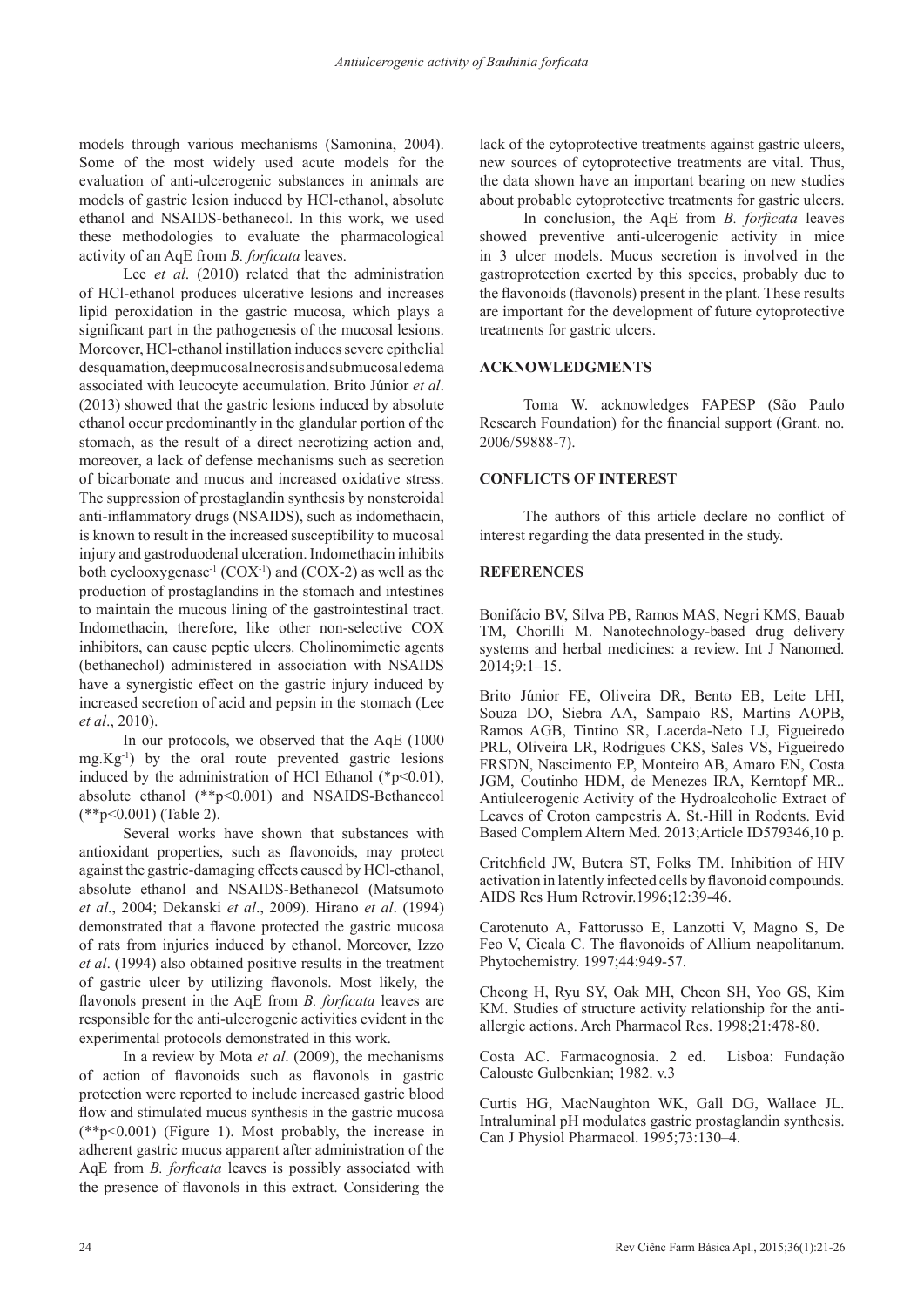models through various mechanisms (Samonina, 2004). Some of the most widely used acute models for the evaluation of anti-ulcerogenic substances in animals are models of gastric lesion induced by HCl-ethanol, absolute ethanol and NSAIDS-bethanecol. In this work, we used these methodologies to evaluate the pharmacological activity of an AqE from *B. forficata* leaves.

Lee *et al*. (2010) related that the administration of HCl-ethanol produces ulcerative lesions and increases lipid peroxidation in the gastric mucosa, which plays a significant part in the pathogenesis of the mucosal lesions. Moreover, HCl-ethanol instillation induces severe epithelial desquamation, deep mucosal necrosis and submucosal edema associated with leucocyte accumulation. Brito Júnior *et al*. (2013) showed that the gastric lesions induced by absolute ethanol occur predominantly in the glandular portion of the stomach, as the result of a direct necrotizing action and, moreover, a lack of defense mechanisms such as secretion of bicarbonate and mucus and increased oxidative stress. The suppression of prostaglandin synthesis by nonsteroidal anti-inflammatory drugs (NSAIDS), such as indomethacin, is known to result in the increased susceptibility to mucosal injury and gastroduodenal ulceration. Indomethacin inhibits both cyclooxygenase$^{-1}$ (COX$^{-1}$) and (COX-2) as well as the production of prostaglandins in the stomach and intestines to maintain the mucous lining of the gastrointestinal tract. Indomethacin, therefore, like other non-selective COX inhibitors, can cause peptic ulcers. Cholinomimetic agents (bethanechol) administered in association with NSAIDS have a synergistic effect on the gastric injury induced by increased secretion of acid and pepsin in the stomach (Lee *et al*., 2010).

In our protocols, we observed that the AqE (1000 mg.Kg$^{-1}$) by the oral route prevented gastric lesions induced by the administration of HCl Ethanol (*$p<0.01$), absolute ethanol (**$p<0.001$) and NSAIDS-Bethanecol (**$p<0.001$) (Table 2).

Several works have shown that substances with antioxidant properties, such as flavonoids, may protect against the gastric-damaging effects caused by HCl-ethanol, absolute ethanol and NSAIDS-Bethanecol (Matsumoto *et al*., 2004; Dekanski *et al*., 2009). Hirano *et al*. (1994) demonstrated that a flavone protected the gastric mucosa of rats from injuries induced by ethanol. Moreover, Izzo *et al*. (1994) also obtained positive results in the treatment of gastric ulcer by utilizing flavonols. Most likely, the flavonols present in the AqE from *B. forficata* leaves are responsible for the anti-ulcerogenic activities evident in the experimental protocols demonstrated in this work.

In a review by Mota *et al*. (2009), the mechanisms of action of flavonoids such as flavonols in gastric protection were reported to include increased gastric blood flow and stimulated mucus synthesis in the gastric mucosa (**$p<0.001$) (Figure 1). Most probably, the increase in adherent gastric mucus apparent after administration of the AqE from *B. forficata* leaves is possibly associated with the presence of flavonols in this extract. Considering the lack of the cytoprotective treatments against gastric ulcers, new sources of cytoprotective treatments are vital. Thus, the data shown have an important bearing on new studies about probable cytoprotective treatments for gastric ulcers.

In conclusion, the AqE from *B. forficata* leaves showed preventive anti-ulcerogenic activity in mice in 3 ulcer models. Mucus secretion is involved in the gastroprotection exerted by this species, probably due to the flavonoids (flavonols) present in the plant. These results are important for the development of future cytoprotective treatments for gastric ulcers.

## ACKNOWLEDGMENTS

Toma W. acknowledges FAPESP (São Paulo Research Foundation) for the financial support (Grant. no. 2006/59888-7).

## CONFLICTS OF INTEREST

The authors of this article declare no conflict of interest regarding the data presented in the study.

## REFERENCES

Bonifácio BV, Silva PB, Ramos MAS, Negri KMS, Bauab TM, Chorilli M. Nanotechnology-based drug delivery systems and herbal medicines: a review. Int J Nanomed. 2014;9:1–15.

Brito Júnior FE, Oliveira DR, Bento EB, Leite LHI, Souza DO, Siebra AA, Sampaio RS, Martins AOPB, Ramos AGB, Tintino SR, Lacerda-Neto LJ, Figueiredo PRL, Oliveira LR, Rodrigues CKS, Sales VS, Figueiredo FRSDN, Nascimento EP, Monteiro AB, Amaro EN, Costa JGM, Coutinho HDM, de Menezes IRA, Kerntopf MR.. Antiulcerogenic Activity of the Hydroalcoholic Extract of Leaves of Croton campestris A. St.-Hill in Rodents. Evid Based Complem Altern Med. 2013;Article ID579346,10 p.

Critchfield JW, Butera ST, Folks TM. Inhibition of HIV activation in latently infected cells by flavonoid compounds. AIDS Res Hum Retrovir.1996;12:39-46.

Carotenuto A, Fattorusso E, Lanzotti V, Magno S, De Feo V, Cicala C. The flavonoids of Allium neapolitanum. Phytochemistry. 1997;44:949-57.

Cheong H, Ryu SY, Oak MH, Cheon SH, Yoo GS, Kim KM. Studies of structure activity relationship for the anti-allergic actions. Arch Pharmacol Res. 1998;21:478-80.

Costa AC. Farmacognosia. 2 ed. Lisboa: Fundação Calouste Gulbenkian; 1982. v.3

Curtis HG, MacNaughton WK, Gall DG, Wallace JL. Intraluminal pH modulates gastric prostaglandin synthesis. Can J Physiol Pharmacol. 1995;73:130–4.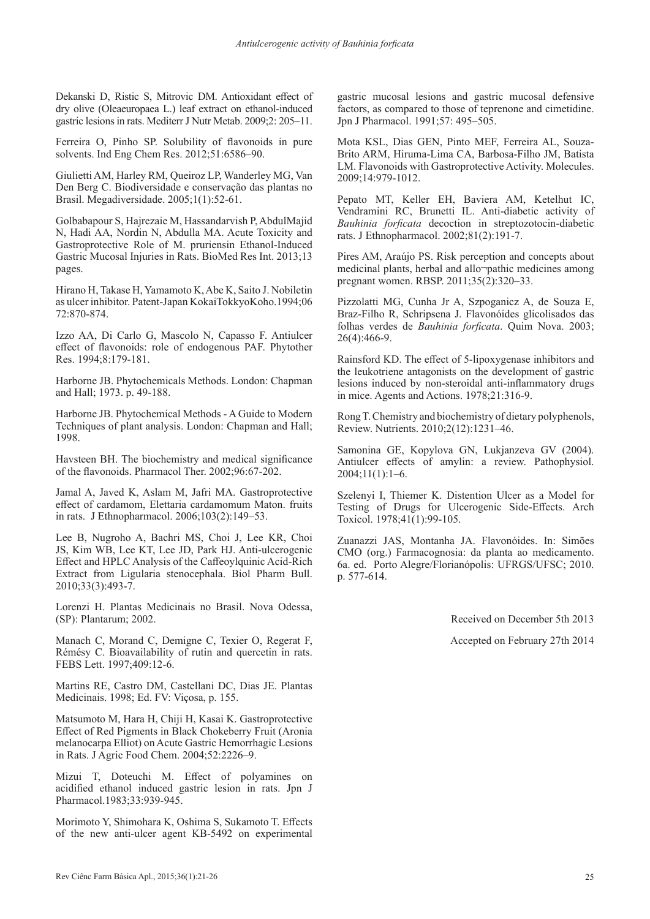Dekanski D, Ristic S, Mitrovic DM. Antioxidant effect of dry olive (Oleaeuropaea L.) leaf extract on ethanol-induced gastric lesions in rats. Mediterr J Nutr Metab. 2009;2: 205–11.

Ferreira O, Pinho SP. Solubility of flavonoids in pure solvents. Ind Eng Chem Res. 2012;51:6586–90.

Giulietti AM, Harley RM, Queiroz LP, Wanderley MG, Van Den Berg C. Biodiversidade e conservação das plantas no Brasil. Megadiversidade. 2005;1(1):52-61.

Golbabapour S, Hajrezaie M, Hassandarvish P, AbdulMajid N, Hadi AA, Nordin N, Abdulla MA. Acute Toxicity and Gastroprotective Role of M. pruriensin Ethanol-Induced Gastric Mucosal Injuries in Rats. BioMed Res Int. 2013;13 pages.

Hirano H, Takase H, Yamamoto K, Abe K, Saito J. Nobiletin as ulcer inhibitor. Patent-Japan KokaiTokkyoKoho.1994;06 72:870-874.

Izzo AA, Di Carlo G, Mascolo N, Capasso F. Antiulcer effect of flavonoids: role of endogenous PAF. Phytother Res. 1994;8:179-181.

Harborne JB. Phytochemicals Methods. London: Chapman and Hall; 1973. p. 49-188.

Harborne JB. Phytochemical Methods - A Guide to Modern Techniques of plant analysis. London: Chapman and Hall; 1998.

Havsteen BH. The biochemistry and medical significance of the flavonoids. Pharmacol Ther. 2002;96:67-202.

Jamal A, Javed K, Aslam M, Jafri MA. Gastroprotective effect of cardamom, Elettaria cardamomum Maton. fruits in rats. J Ethnopharmacol. 2006;103(2):149–53.

Lee B, Nugroho A, Bachri MS, Choi J, Lee KR, Choi JS, Kim WB, Lee KT, Lee JD, Park HJ. Anti-ulcerogenic Effect and HPLC Analysis of the Caffeoylquinic Acid-Rich Extract from Ligularia stenocephala. Biol Pharm Bull. 2010;33(3):493-7.

Lorenzi H. Plantas Medicinais no Brasil. Nova Odessa, (SP): Plantarum; 2002.

Manach C, Morand C, Demigne C, Texier O, Regerat F, Rémésy C. Bioavailability of rutin and quercetin in rats. FEBS Lett. 1997;409:12-6.

Martins RE, Castro DM, Castellani DC, Dias JE. Plantas Medicinais. 1998; Ed. FV: Viçosa, p. 155.

Matsumoto M, Hara H, Chiji H, Kasai K. Gastroprotective Effect of Red Pigments in Black Chokeberry Fruit (Aronia melanocarpa Elliot) on Acute Gastric Hemorrhagic Lesions in Rats. J Agric Food Chem. 2004;52:2226–9.

Mizui T, Doteuchi M. Effect of polyamines on acidified ethanol induced gastric lesion in rats. Jpn J Pharmacol.1983;33:939-945.

Morimoto Y, Shimohara K, Oshima S, Sukamoto T. Effects of the new anti-ulcer agent KB-5492 on experimental gastric mucosal lesions and gastric mucosal defensive factors, as compared to those of teprenone and cimetidine. Jpn J Pharmacol. 1991;57: 495–505.

Mota KSL, Dias GEN, Pinto MEF, Ferreira AL, Souza-Brito ARM, Hiruma-Lima CA, Barbosa-Filho JM, Batista LM. Flavonoids with Gastroprotective Activity. Molecules. 2009;14:979-1012.

Pepato MT, Keller EH, Baviera AM, Ketelhut IC, Vendramini RC, Brunetti IL. Anti-diabetic activity of *Bauhinia forficata* decoction in streptozotocin-diabetic rats. J Ethnopharmacol. 2002;81(2):191-7.

Pires AM, Araújo PS. Risk perception and concepts about medicinal plants, herbal and allo¬pathic medicines among pregnant women. RBSP. 2011;35(2):320–33.

Pizzolatti MG, Cunha Jr A, Szpoganicz A, de Souza E, Braz-Filho R, Schripsena J. Flavonóides glicolisados das folhas verdes de *Bauhinia forficata*. Quim Nova. 2003; 26(4):466-9.

Rainsford KD. The effect of 5-lipoxygenase inhibitors and the leukotriene antagonists on the development of gastric lesions induced by non-steroidal anti-inflammatory drugs in mice. Agents and Actions. 1978;21:316-9.

Rong T. Chemistry and biochemistry of dietary polyphenols, Review. Nutrients. 2010;2(12):1231–46.

Samonina GE, Kopylova GN, Lukjanzeva GV (2004). Antiulcer effects of amylin: a review. Pathophysiol. 2004;11(1):1–6.

Szelenyi I, Thiemer K. Distention Ulcer as a Model for Testing of Drugs for Ulcerogenic Side-Effects. Arch Toxicol. 1978;41(1):99-105.

Zuanazzi JAS, Montanha JA. Flavonóides. In: Simões CMO (org.) Farmacognosia: da planta ao medicamento. 6a. ed. Porto Alegre/Florianópolis: UFRGS/UFSC; 2010. p. 577-614.

Received on December 5th 2013

Accepted on February 27th 2014